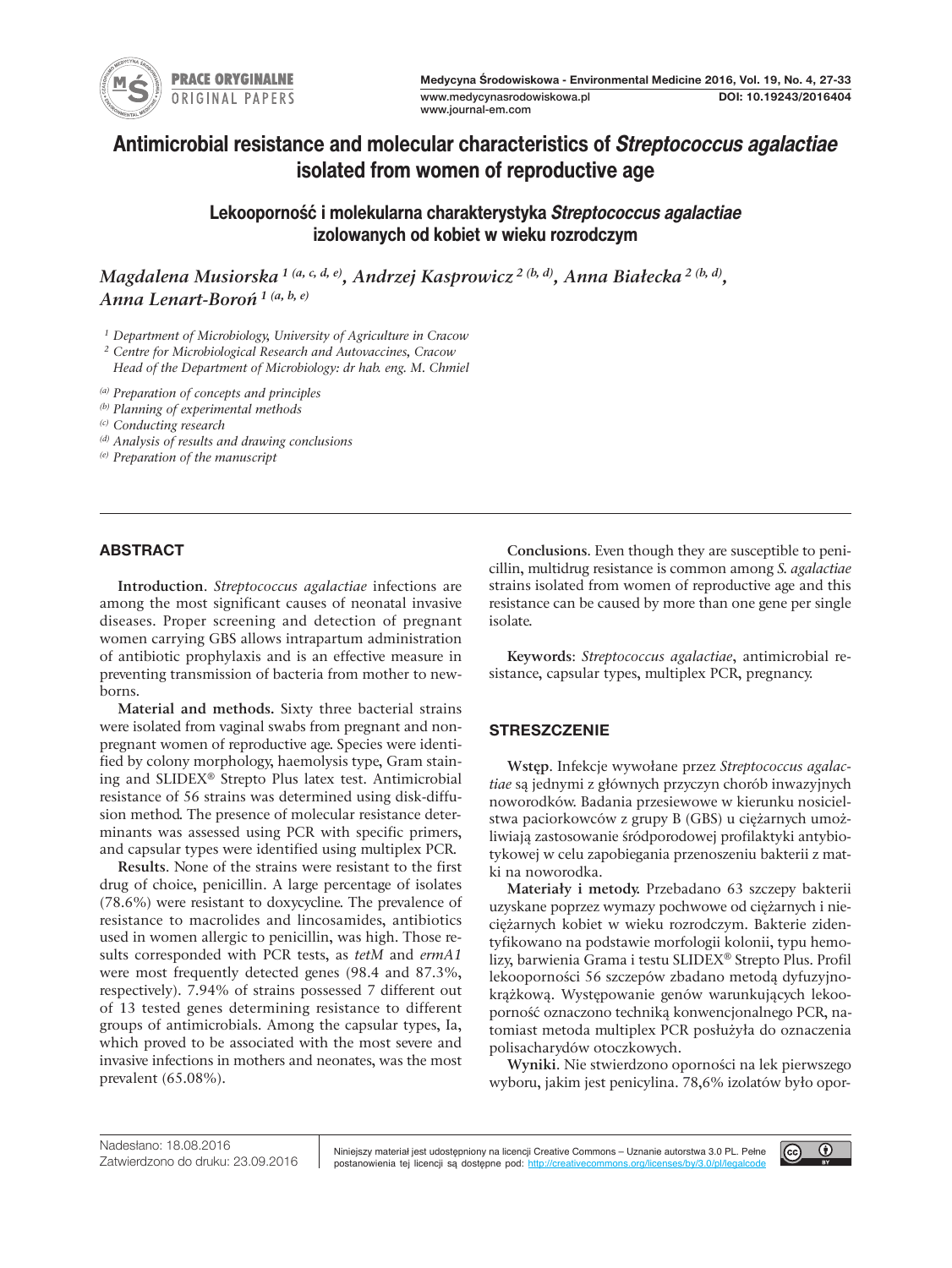# Antimicrobial resistance and molecular characteristics of *Streptococcus agalactiae* isolated from women of reproductive age

## Lekooporność i molekularna charakterystyka *Streptococcus agalactiae* izolowanych od kobiet w wieku rozrodczym

*Magdalena Musiorska* [1 (a, c, d, e)], *Andrzej Kasprowicz* [2 (b, d)], *Anna Białecka* [2 (b, d)], *Anna Lenart-Boroń* [1 (a, b, e)]

[1] *Department of Microbiology, University of Agriculture in Cracow*
[2] *Centre for Microbiological Research and Autovaccines, Cracow*
*Head of the Department of Microbiology: dr hab. eng. M. Chmiel*

[(a)] *Preparation of concepts and principles*
[(b)] *Planning of experimental methods*
[(c)] *Conducting research*
[(d)] *Analysis of results and drawing conclusions*
[(e)] *Preparation of the manuscript*

## ABSTRACT

**Introduction**. *Streptococcus agalactiae* infections are among the most significant causes of neonatal invasive diseases. Proper screening and detection of pregnant women carrying GBS allows intrapartum administration of antibiotic prophylaxis and is an effective measure in preventing transmission of bacteria from mother to newborns.

**Material and methods.** Sixty three bacterial strains were isolated from vaginal swabs from pregnant and non-pregnant women of reproductive age. Species were identified by colony morphology, haemolysis type, Gram staining and SLIDEX® Strepto Plus latex test. Antimicrobial resistance of 56 strains was determined using disk-diffusion method. The presence of molecular resistance determinants was assessed using PCR with specific primers, and capsular types were identified using multiplex PCR.

**Results**. None of the strains were resistant to the first drug of choice, penicillin. A large percentage of isolates (78.6%) were resistant to doxycycline. The prevalence of resistance to macrolides and lincosamides, antibiotics used in women allergic to penicillin, was high. Those results corresponded with PCR tests, as *tetM* and *ermA1* were most frequently detected genes (98.4 and 87.3%, respectively). 7.94% of strains possessed 7 different out of 13 tested genes determining resistance to different groups of antimicrobials. Among the capsular types, Ia, which proved to be associated with the most severe and invasive infections in mothers and neonates, was the most prevalent (65.08%).

**Conclusions**. Even though they are susceptible to penicillin, multidrug resistance is common among *S. agalactiae* strains isolated from women of reproductive age and this resistance can be caused by more than one gene per single isolate.

**Keywords**: *Streptococcus agalactiae*, antimicrobial resistance, capsular types, multiplex PCR, pregnancy.

## STRESZCZENIE

**Wstęp**. Infekcje wywołane przez *Streptococcus agalactiae* są jednymi z głównych przyczyn chorób inwazyjnych noworodków. Badania przesiewowe w kierunku nosicielstwa paciorkowców z grupy B (GBS) u ciężarnych umożliwiają zastosowanie śródporodowej profilaktyki antybiotykowej w celu zapobiegania przenoszeniu bakterii z matki na noworodka.

**Materiały i metody.** Przebadano 63 szczepy bakterii uzyskane poprzez wymazy pochwowe od ciężarnych i nieciężarnych kobiet w wieku rozrodczym. Bakterie zidentyfikowano na podstawie morfologii kolonii, typu hemolizy, barwienia Grama i testu SLIDEX® Strepto Plus. Profil lekooporności 56 szczepów zbadano metodą dyfuzyjno-krążkową. Występowanie genów warunkujących lekooporność oznaczono techniką konwencjonalnego PCR, natomiast metoda multiplex PCR posłużyła do oznaczenia polisacharydów otoczkowych.

**Wyniki**. Nie stwierdzono oporności na lek pierwszego wyboru, jakim jest penicylina. 78,6% izolatów było opor-

Nadesłano: 18.08.2016
Zatwierdzono do druku: 23.09.2016

Niniejszy materiał jest udostępniony na licencji Creative Commons – Uznanie autorstwa 3.0 PL. Pełne postanowienia tej licencji są dostępne pod: http://creativecommons.org/licenses/by/3.0/pl/legalcode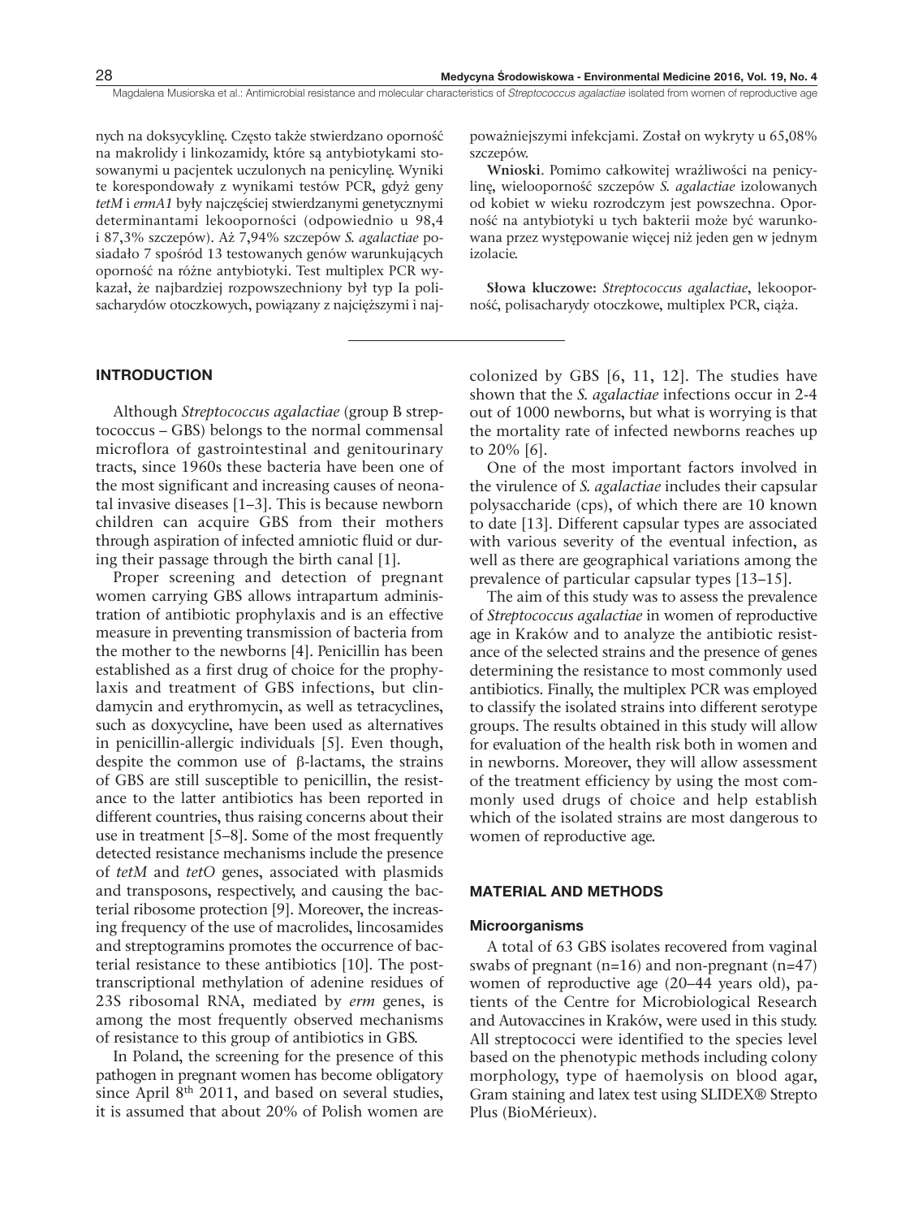nych na doksycyklinę. Często także stwierdzano oporność na makrolidy i linkozamidy, które są antybiotykami stosowanymi u pacjentek uczulonych na penicylinę. Wyniki te korespondowały z wynikami testów PCR, gdyż geny *tetM* i *ermA1* były najczęściej stwierdzanymi genetycznymi determinantami lekooporności (odpowiednio u 98,4 i 87,3% szczepów). Aż 7,94% szczepów *S. agalactiae* posiadało 7 spośród 13 testowanych genów warunkujących oporność na różne antybiotyki. Test multiplex PCR wykazał, że najbardziej rozpowszechniony był typ Ia polisacharydów otoczkowych, powiązany z najcięższymi i najpoważniejszymi infekcjami. Został on wykryty u 65,08% szczepów.

**Wnioski**. Pomimo całkowitej wrażliwości na penicylinę, wielooporność szczepów *S. agalactiae* izolowanych od kobiet w wieku rozrodczym jest powszechna. Oporność na antybiotyki u tych bakterii może być warunkowana przez występowanie więcej niż jeden gen w jednym izolacie.

**Słowa kluczowe:** *Streptococcus agalactiae*, lekooporność, polisacharydy otoczkowe, multiplex PCR, ciąża.

## INTRODUCTION

Although *Streptococcus agalactiae* (group B streptococcus – GBS) belongs to the normal commensal microflora of gastrointestinal and genitourinary tracts, since 1960s these bacteria have been one of the most significant and increasing causes of neonatal invasive diseases [1–3]. This is because newborn children can acquire GBS from their mothers through aspiration of infected amniotic fluid or during their passage through the birth canal [1].

Proper screening and detection of pregnant women carrying GBS allows intrapartum administration of antibiotic prophylaxis and is an effective measure in preventing transmission of bacteria from the mother to the newborns [4]. Penicillin has been established as a first drug of choice for the prophylaxis and treatment of GBS infections, but clindamycin and erythromycin, as well as tetracyclines, such as doxycycline, have been used as alternatives in penicillin-allergic individuals [5]. Even though, despite the common use of β-lactams, the strains of GBS are still susceptible to penicillin, the resistance to the latter antibiotics has been reported in different countries, thus raising concerns about their use in treatment [5–8]. Some of the most frequently detected resistance mechanisms include the presence of *tetM* and *tetO* genes, associated with plasmids and transposons, respectively, and causing the bacterial ribosome protection [9]. Moreover, the increasing frequency of the use of macrolides, lincosamides and streptogramins promotes the occurrence of bacterial resistance to these antibiotics [10]. The post-transcriptional methylation of adenine residues of 23S ribosomal RNA, mediated by *erm* genes, is among the most frequently observed mechanisms of resistance to this group of antibiotics in GBS.

In Poland, the screening for the presence of this pathogen in pregnant women has become obligatory since April 8th 2011, and based on several studies, it is assumed that about 20% of Polish women are colonized by GBS [6, 11, 12]. The studies have shown that the *S. agalactiae* infections occur in 2-4 out of 1000 newborns, but what is worrying is that the mortality rate of infected newborns reaches up to 20% [6].

One of the most important factors involved in the virulence of *S. agalactiae* includes their capsular polysaccharide (cps), of which there are 10 known to date [13]. Different capsular types are associated with various severity of the eventual infection, as well as there are geographical variations among the prevalence of particular capsular types [13–15].

The aim of this study was to assess the prevalence of *Streptococcus agalactiae* in women of reproductive age in Kraków and to analyze the antibiotic resistance of the selected strains and the presence of genes determining the resistance to most commonly used antibiotics. Finally, the multiplex PCR was employed to classify the isolated strains into different serotype groups. The results obtained in this study will allow for evaluation of the health risk both in women and in newborns. Moreover, they will allow assessment of the treatment efficiency by using the most commonly used drugs of choice and help establish which of the isolated strains are most dangerous to women of reproductive age.

## MATERIAL AND METHODS

### Microorganisms

A total of 63 GBS isolates recovered from vaginal swabs of pregnant (n=16) and non-pregnant (n=47) women of reproductive age (20–44 years old), patients of the Centre for Microbiological Research and Autovaccines in Kraków, were used in this study. All streptococci were identified to the species level based on the phenotypic methods including colony morphology, type of haemolysis on blood agar, Gram staining and latex test using SLIDEX® Strepto Plus (BioMérieux).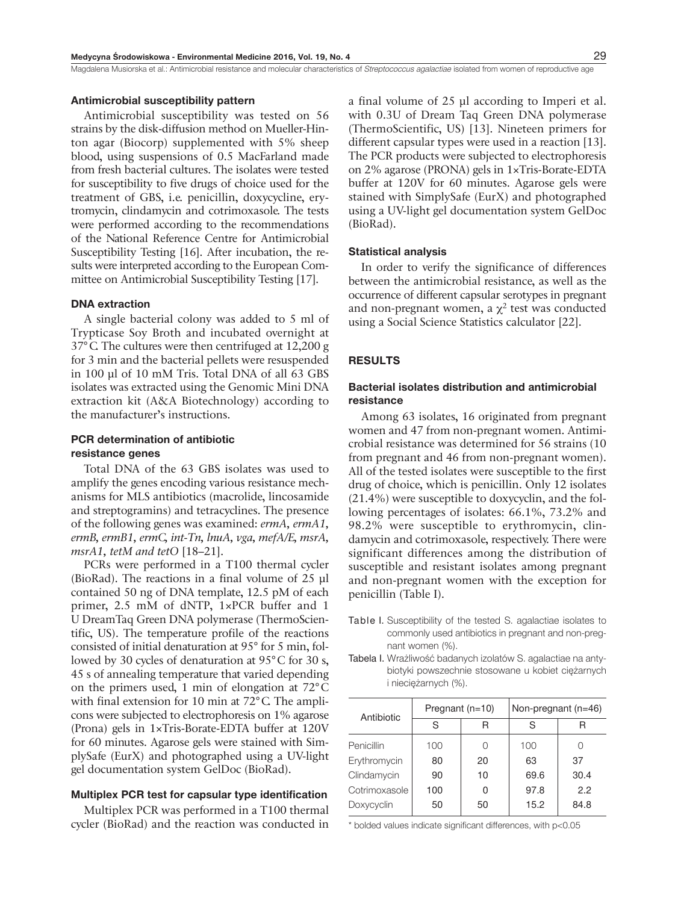### Antimicrobial susceptibility pattern

Antimicrobial susceptibility was tested on 56 strains by the disk-diffusion method on Mueller-Hinton agar (Biocorp) supplemented with 5% sheep blood, using suspensions of 0.5 MacFarland made from fresh bacterial cultures. The isolates were tested for susceptibility to five drugs of choice used for the treatment of GBS, i.e. penicillin, doxycycline, erytromycin, clindamycin and cotrimoxasole. The tests were performed according to the recommendations of the National Reference Centre for Antimicrobial Susceptibility Testing [16]. After incubation, the results were interpreted according to the European Committee on Antimicrobial Susceptibility Testing [17].

### DNA extraction

A single bacterial colony was added to 5 ml of Trypticase Soy Broth and incubated overnight at 37°C. The cultures were then centrifuged at 12,200 g for 3 min and the bacterial pellets were resuspended in 100 µl of 10 mM Tris. Total DNA of all 63 GBS isolates was extracted using the Genomic Mini DNA extraction kit (A&A Biotechnology) according to the manufacturer's instructions.

### PCR determination of antibiotic resistance genes

Total DNA of the 63 GBS isolates was used to amplify the genes encoding various resistance mechanisms for MLS antibiotics (macrolide, lincosamide and streptogramins) and tetracyclines. The presence of the following genes was examined: *ermA*, *ermA1*, *ermB*, *ermB1*, *ermC*, *int-Tn*, *lnuA*, *vga*, *mefA/E*, *msrA*, *msrA1*, *tetM and tetO* [18–21].

PCRs were performed in a T100 thermal cycler (BioRad). The reactions in a final volume of 25 µl contained 50 ng of DNA template, 12.5 pM of each primer, 2.5 mM of dNTP, 1×PCR buffer and 1 U DreamTaq Green DNA polymerase (ThermoScientific, US). The temperature profile of the reactions consisted of initial denaturation at 95° for 5 min, followed by 30 cycles of denaturation at 95°C for 30 s, 45 s of annealing temperature that varied depending on the primers used, 1 min of elongation at 72°C with final extension for 10 min at 72°C. The amplicons were subjected to electrophoresis on 1% agarose (Prona) gels in 1×Tris-Borate-EDTA buffer at 120V for 60 minutes. Agarose gels were stained with SimplySafe (EurX) and photographed using a UV-light gel documentation system GelDoc (BioRad).

### Multiplex PCR test for capsular type identification

Multiplex PCR was performed in a T100 thermal cycler (BioRad) and the reaction was conducted in a final volume of 25 µl according to Imperi et al. with 0.3U of Dream Taq Green DNA polymerase (ThermoScientific, US) [13]. Nineteen primers for different capsular types were used in a reaction [13]. The PCR products were subjected to electrophoresis on 2% agarose (PRONA) gels in 1×Tris-Borate-EDTA buffer at 120V for 60 minutes. Agarose gels were stained with SimplySafe (EurX) and photographed using a UV-light gel documentation system GelDoc (BioRad).

### Statistical analysis

In order to verify the significance of differences between the antimicrobial resistance, as well as the occurrence of different capsular serotypes in pregnant and non-pregnant women, a $\chi^2$ test was conducted using a Social Science Statistics calculator [22].

## RESULTS

### Bacterial isolates distribution and antimicrobial resistance

Among 63 isolates, 16 originated from pregnant women and 47 from non-pregnant women. Antimicrobial resistance was determined for 56 strains (10 from pregnant and 46 from non-pregnant women). All of the tested isolates were susceptible to the first drug of choice, which is penicillin. Only 12 isolates (21.4%) were susceptible to doxycyclin, and the following percentages of isolates: 66.1%, 73.2% and 98.2% were susceptible to erythromycin, clindamycin and cotrimoxasole, respectively. There were significant differences among the distribution of susceptible and resistant isolates among pregnant and non-pregnant women with the exception for penicillin (Table I).

Table I. Susceptibility of the tested S. agalactiae isolates to commonly used antibiotics in pregnant and non-pregnant women (%).

Tabela I. Wrażliwość badanych izolatów S. agalactiae na antybiotyki powszechnie stosowane u kobiet ciężarnych i nieciężarnych (%).

| Antibiotic | Pregnant (n=10) | | Non-pregnant (n=46) | |
|---|---|---|---|---|
| | S | R | S | R |
| Penicillin | 100 | 0 | 100 | 0 |
| Erythromycin | 80 | 20 | 63 | 37 |
| Clindamycin | 90 | 10 | 69.6 | 30.4 |
| Cotrimoxasole | 100 | 0 | 97.8 | 2.2 |
| Doxycyclin | 50 | 50 | 15.2 | 84.8 |

\* bolded values indicate significant differences, with $p<0.05$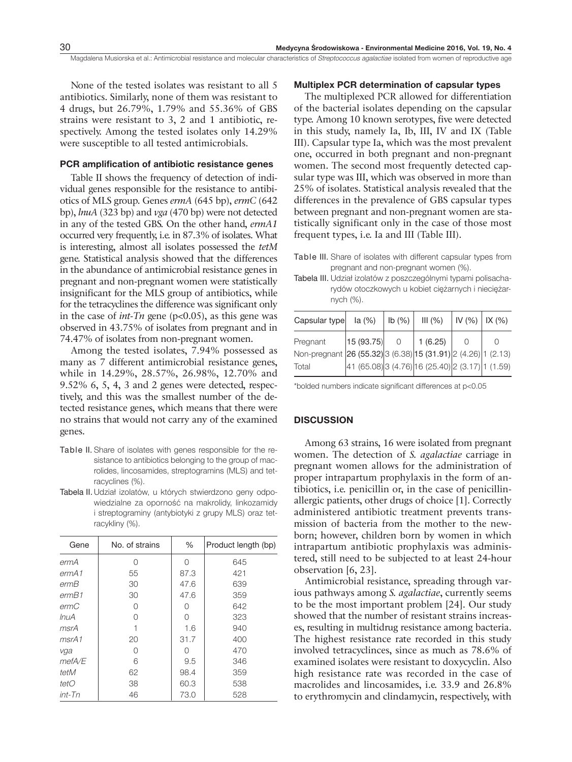None of the tested isolates was resistant to all 5 antibiotics. Similarly, none of them was resistant to 4 drugs, but 26.79%, 1.79% and 55.36% of GBS strains were resistant to 3, 2 and 1 antibiotic, respectively. Among the tested isolates only 14.29% were susceptible to all tested antimicrobials.

### PCR amplification of antibiotic resistance genes

Table II shows the frequency of detection of individual genes responsible for the resistance to antibiotics of MLS group. Genes *ermA* (645 bp), *ermC* (642 bp), *lnuA* (323 bp) and *vga* (470 bp) were not detected in any of the tested GBS. On the other hand, *ermA1* occurred very frequently, i.e. in 87.3% of isolates. What is interesting, almost all isolates possessed the *tetM* gene. Statistical analysis showed that the differences in the abundance of antimicrobial resistance genes in pregnant and non-pregnant women were statistically insignificant for the MLS group of antibiotics, while for the tetracyclines the difference was significant only in the case of *int-Tn* gene ($p<0.05$), as this gene was observed in 43.75% of isolates from pregnant and in 74.47% of isolates from non-pregnant women.

Among the tested isolates, 7.94% possessed as many as 7 different antimicrobial resistance genes, while in 14.29%, 28.57%, 26.98%, 12.70% and 9.52% 6, 5, 4, 3 and 2 genes were detected, respectively, and this was the smallest number of the detected resistance genes, which means that there were no strains that would not carry any of the examined genes.

Table II. Share of isolates with genes responsible for the resistance to antibiotics belonging to the group of macrolides, lincosamides, streptogramins (MLS) and tetracyclines (%).

Tabela II. Udział izolatów, u których stwierdzono geny odpowiedzialne za oporność na makrolidy, linkozamidy i streptograminy (antybiotyki z grupy MLS) oraz tetracykliny (%).

| Gene | No. of strains | % | Product length (bp) |
|---|---|---|---|
| *ermA* | 0 | 0 | 645 |
| *ermA1* | 55 | 87.3 | 421 |
| *ermB* | 30 | 47.6 | 639 |
| *ermB1* | 30 | 47.6 | 359 |
| *ermC* | 0 | 0 | 642 |
| *lnuA* | 0 | 0 | 323 |
| *msrA* | 1 | 1.6 | 940 |
| *msrA1* | 20 | 31.7 | 400 |
| *vga* | 0 | 0 | 470 |
| *mefA/E* | 6 | 9.5 | 346 |
| *tetM* | 62 | 98.4 | 359 |
| *tetO* | 38 | 60.3 | 538 |
| *int-Tn* | 46 | 73.0 | 528 |

### Multiplex PCR determination of capsular types

The multiplexed PCR allowed for differentiation of the bacterial isolates depending on the capsular type. Among 10 known serotypes, five were detected in this study, namely Ia, Ib, III, IV and IX (Table III). Capsular type Ia, which was the most prevalent one, occurred in both pregnant and non-pregnant women. The second most frequently detected capsular type was III, which was observed in more than 25% of isolates. Statistical analysis revealed that the differences in the prevalence of GBS capsular types between pregnant and non-pregnant women are statistically significant only in the case of those most frequent types, i.e. Ia and III (Table III).

Table III. Share of isolates with different capsular types from pregnant and non-pregnant women (%).

Tabela III. Udział izolatów z poszczególnymi typami polisacharydów otoczkowych u kobiet ciężarnych i nieciężarnych (%).

| Capsular type | Ia (%) | Ib (%) | III (%) | IV (%) | IX (%) |
|---|---|---|---|---|---|
| Pregnant | **15 (93.75)** | 0 | **1 (6.25)** | 0 | 0 |
| Non-pregnant | **26 (55.32)** | 3 (6.38) | **15 (31.91)** | 2 (4.26) | 1 (2.13) |
| Total | 41 (65.08) | 3 (4.76) | 16 (25.40) | 2 (3.17) | 1 (1.59) |

*bolded numbers indicate significant differences at $p<0.05$

## DISCUSSION

Among 63 strains, 16 were isolated from pregnant women. The detection of *S. agalactiae* carriage in pregnant women allows for the administration of proper intrapartum prophylaxis in the form of antibiotics, i.e. penicillin or, in the case of penicillin-allergic patients, other drugs of choice [1]. Correctly administered antibiotic treatment prevents transmission of bacteria from the mother to the newborn; however, children born by women in which intrapartum antibiotic prophylaxis was administered, still need to be subjected to at least 24-hour observation [6, 23].

Antimicrobial resistance, spreading through various pathways among *S. agalactiae*, currently seems to be the most important problem [24]. Our study showed that the number of resistant strains increases, resulting in multidrug resistance among bacteria. The highest resistance rate recorded in this study involved tetracyclinces, since as much as 78.6% of examined isolates were resistant to doxycyclin. Also high resistance rate was recorded in the case of macrolides and lincosamides, i.e. 33.9 and 26.8% to erythromycin and clindamycin, respectively, with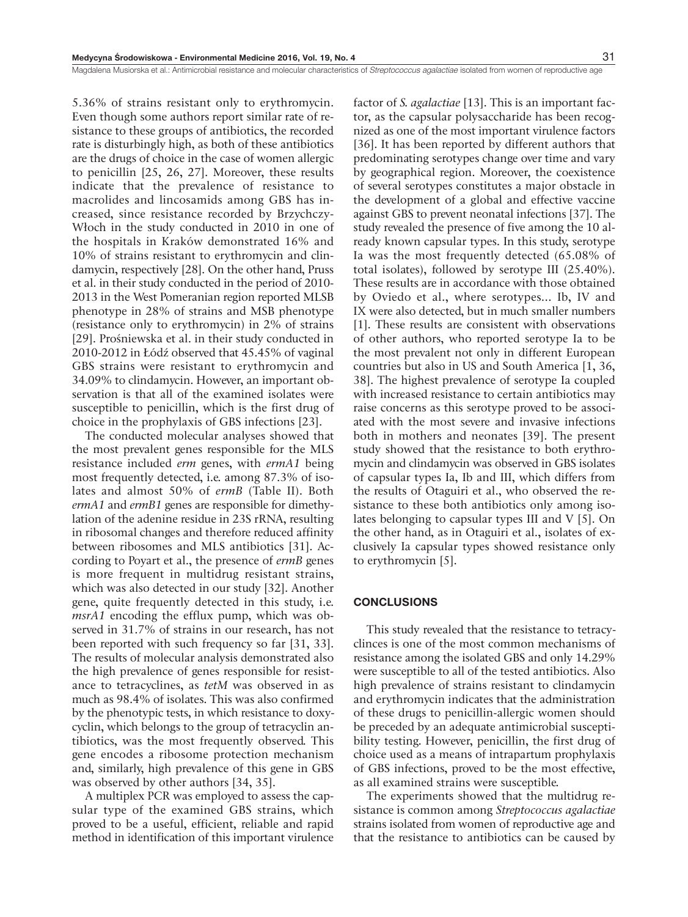5.36% of strains resistant only to erythromycin. Even though some authors report similar rate of resistance to these groups of antibiotics, the recorded rate is disturbingly high, as both of these antibiotics are the drugs of choice in the case of women allergic to penicillin [25, 26, 27]. Moreover, these results indicate that the prevalence of resistance to macrolides and lincosamids among GBS has increased, since resistance recorded by Brzychczy-Włoch in the study conducted in 2010 in one of the hospitals in Kraków demonstrated 16% and 10% of strains resistant to erythromycin and clindamycin, respectively [28]. On the other hand, Pruss et al. in their study conducted in the period of 2010-2013 in the West Pomeranian region reported MLSB phenotype in 28% of strains and MSB phenotype (resistance only to erythromycin) in 2% of strains [29]. Prośniewska et al. in their study conducted in 2010-2012 in Łódź observed that 45.45% of vaginal GBS strains were resistant to erythromycin and 34.09% to clindamycin. However, an important observation is that all of the examined isolates were susceptible to penicillin, which is the first drug of choice in the prophylaxis of GBS infections [23].

The conducted molecular analyses showed that the most prevalent genes responsible for the MLS resistance included *erm* genes, with *ermA1* being most frequently detected, i.e. among 87.3% of isolates and almost 50% of *ermB* (Table II). Both *ermA1* and *ermB1* genes are responsible for dimethylation of the adenine residue in 23S rRNA, resulting in ribosomal changes and therefore reduced affinity between ribosomes and MLS antibiotics [31]. According to Poyart et al., the presence of *ermB* genes is more frequent in multidrug resistant strains, which was also detected in our study [32]. Another gene, quite frequently detected in this study, i.e. *msrA1* encoding the efflux pump, which was observed in 31.7% of strains in our research, has not been reported with such frequency so far [31, 33]. The results of molecular analysis demonstrated also the high prevalence of genes responsible for resistance to tetracyclines, as *tetM* was observed in as much as 98.4% of isolates. This was also confirmed by the phenotypic tests, in which resistance to doxycyclin, which belongs to the group of tetracyclin antibiotics, was the most frequently observed. This gene encodes a ribosome protection mechanism and, similarly, high prevalence of this gene in GBS was observed by other authors [34, 35].

A multiplex PCR was employed to assess the capsular type of the examined GBS strains, which proved to be a useful, efficient, reliable and rapid method in identification of this important virulence factor of *S. agalactiae* [13]. This is an important factor, as the capsular polysaccharide has been recognized as one of the most important virulence factors [36]. It has been reported by different authors that predominating serotypes change over time and vary by geographical region. Moreover, the coexistence of several serotypes constitutes a major obstacle in the development of a global and effective vaccine against GBS to prevent neonatal infections [37]. The study revealed the presence of five among the 10 already known capsular types. In this study, serotype Ia was the most frequently detected (65.08% of total isolates), followed by serotype III (25.40%). These results are in accordance with those obtained by Oviedo et al., where serotypes... Ib, IV and IX were also detected, but in much smaller numbers [1]. These results are consistent with observations of other authors, who reported serotype Ia to be the most prevalent not only in different European countries but also in US and South America [1, 36, 38]. The highest prevalence of serotype Ia coupled with increased resistance to certain antibiotics may raise concerns as this serotype proved to be associated with the most severe and invasive infections both in mothers and neonates [39]. The present study showed that the resistance to both erythromycin and clindamycin was observed in GBS isolates of capsular types Ia, Ib and III, which differs from the results of Otaguiri et al., who observed the resistance to these both antibiotics only among isolates belonging to capsular types III and V [5]. On the other hand, as in Otaguiri et al., isolates of exclusively Ia capsular types showed resistance only to erythromycin [5].

## CONCLUSIONS

This study revealed that the resistance to tetracyclinces is one of the most common mechanisms of resistance among the isolated GBS and only 14.29% were susceptible to all of the tested antibiotics. Also high prevalence of strains resistant to clindamycin and erythromycin indicates that the administration of these drugs to penicillin-allergic women should be preceded by an adequate antimicrobial susceptibility testing. However, penicillin, the first drug of choice used as a means of intrapartum prophylaxis of GBS infections, proved to be the most effective, as all examined strains were susceptible.

The experiments showed that the multidrug resistance is common among *Streptococcus agalactiae* strains isolated from women of reproductive age and that the resistance to antibiotics can be caused by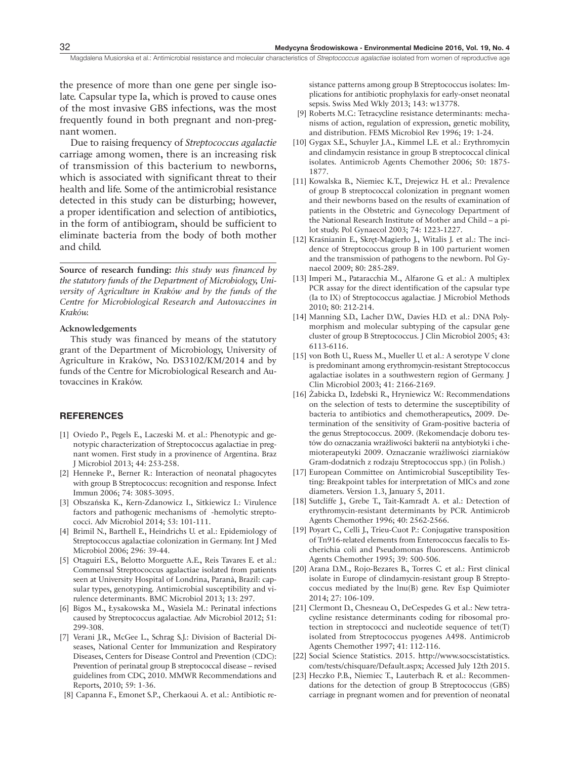the presence of more than one gene per single isolate. Capsular type Ia, which is proved to cause ones of the most invasive GBS infections, was the most frequently found in both pregnant and non-pregnant women.

Due to raising frequency of *Streptococcus agalactie* carriage among women, there is an increasing risk of transmission of this bacterium to newborns, which is associated with significant threat to their health and life. Some of the antimicrobial resistance detected in this study can be disturbing; however, a proper identification and selection of antibiotics, in the form of antibiogram, should be sufficient to eliminate bacteria from the body of both mother and child.

**Source of research funding:** *this study was financed by the statutory funds of the Department of Microbiology, University of Agriculture in Kraków and by the funds of the Centre for Microbiological Research and Autovaccines in Kraków.*

**Acknowledgements**

This study was financed by means of the statutory grant of the Department of Microbiology, University of Agriculture in Kraków, No. DS3102/KM/2014 and by funds of the Centre for Microbiological Research and Autovaccines in Kraków.

## REFERENCES

[1] Oviedo P., Pegels E., Laczeski M. et al.: Phenotypic and genotypic characterization of Streptococcus agalactiae in pregnant women. First study in a provincence of Argentina. Braz J Microbiol 2013; 44: 253-258.

[2] Henneke P., Berner R.: Interaction of neonatal phagocytes with group B Streptococcus: recognition and response. Infect Immun 2006; 74: 3085-3095.

[3] Obszańska K., Kern-Zdanowicz I., Sitkiewicz I.: Virulence factors and pathogenic mechanisms of -hemolytic streptococci. Adv Microbiol 2014; 53: 101-111.

[4] Brimil N., Barthell E., Heindrichs U. et al.: Epidemiology of Streptococcus agalactiae colonization in Germany. Int J Med Microbiol 2006; 296: 39-44.

[5] Otaguiri E.S., Belotto Morguette A.E., Reis Tavares E. et al.: Commensal Streptococcus agalactiae isolated from patients seen at University Hospital of Londrina, Paraná, Brazil: capsular types, genotyping. Antimicrobial susceptibility and virulence determinants. BMC Microbiol 2013; 13: 297.

[6] Bigos M., Łysakowska M., Wasiela M.: Perinatal infections caused by Streptococcus agalactiae. Adv Microbiol 2012; 51: 299-308.

[7] Verani J.R., McGee L., Schrag S.J.: Division of Bacterial Diseases, National Center for Immunization and Respiratory Diseases, Centers for Disease Control and Prevention (CDC): Prevention of perinatal group B streptococcal disease – revised guidelines from CDC, 2010. MMWR Recommendations and Reports, 2010; 59: 1-36.

[8] Capanna F., Emonet S.P., Cherkaoui A. et al.: Antibiotic resistance patterns among group B Streptococcus isolates: Implications for antibiotic prophylaxis for early-onset neonatal sepsis. Swiss Med Wkly 2013; 143: w13778.

[9] Roberts M.C.: Tetracycline resistance determinants: mechanisms of action, regulation of expression, genetic mobility, and distribution. FEMS Microbiol Rev 1996; 19: 1-24.

[10] Gygax S.E., Schuyler J.A., Kimmel L.E. et al.: Erythromycin and clindamycin resistance in group B streptococcal clinical isolates. Antimicrob Agents Chemother 2006; 50: 1875-1877.

[11] Kowalska B., Niemiec K.T., Drejewicz H. et al.: Prevalence of group B streptococcal colonization in pregnant women and their newborns based on the results of examination of patients in the Obstetric and Gynecology Department of the National Research Institute of Mother and Child – a pilot study. Pol Gynaecol 2003; 74: 1223-1227.

[12] Kraśnianin E., Skręt-Magierło J., Witalis J. et al.: The incidence of Streptococcus group B in 100 parturient women and the transmission of pathogens to the newborn. Pol Gynaecol 2009; 80: 285-289.

[13] Imperi M., Pataracchia M., Alfarone G. et al.: A multiplex PCR assay for the direct identification of the capsular type (Ia to IX) of Streptococcus agalactiae. J Microbiol Methods 2010; 80: 212-214.

[14] Manning S.D., Lacher D.W., Davies H.D. et al.: DNA Polymorphism and molecular subtyping of the capsular gene cluster of group B Streptococcus. J Clin Microbiol 2005; 43: 6113-6116.

[15] von Both U., Ruess M., Mueller U. et al.: A serotype V clone is predominant among erythromycin-resistant Streptococcus agalactiae isolates in a southwestern region of Germany. J Clin Microbiol 2003; 41: 2166-2169.

[16] Żabicka D., Izdebski R., Hryniewicz W.: Recommendations on the selection of tests to determine the susceptibility of bacteria to antibiotics and chemotherapeutics, 2009. Determination of the sensitivity of Gram-positive bacteria of the genus Streptococcus. 2009. (Rekomendacje doboru testów do oznaczania wrażliwości bakterii na antybiotyki i chemioterapeutyki 2009. Oznaczanie wrażliwości ziarniaków Gram-dodatnich z rodzaju Streptococcus spp.) (in Polish.)

[17] European Committee on Antimicrobial Susceptibility Testing: Breakpoint tables for interpretation of MICs and zone diameters. Version 1.3, January 5, 2011.

[18] Sutcliffe J., Grebe T., Tait-Kamradt A. et al.: Detection of erythromycin-resistant determinants by PCR. Antimicrob Agents Chemother 1996; 40: 2562-2566.

[19] Poyart C., Celli J., Trieu-Cuot P.: Conjugative transposition of Tn916-related elements from Enterococcus faecalis to Escherichia coli and Pseudomonas fluorescens. Antimicrob Agents Chemother 1995; 39: 500-506.

[20] Arana D.M., Rojo-Bezares B., Torres C. et al.: First clinical isolate in Europe of clindamycin-resistant group B Streptococcus mediated by the lnu(B) gene. Rev Esp Quimioter 2014; 27: 106-109.

[21] Clermont D., Chesneau O., DeCespedes G. et al.: New tetracycline resistance determinants coding for ribosomal protection in streptococci and nucleotide sequence of tet(T) isolated from Streptococcus pyogenes A498. Antimicrob Agents Chemother 1997; 41: 112-116.

[22] Social Science Statistics. 2015. http://www.socscistatistics.com/tests/chisquare/Default.aspx; Accessed July 12th 2015.

[23] Heczko P.B., Niemiec T., Lauterbach R. et al.: Recommendations for the detection of group B Streptococcus (GBS) carriage in pregnant women and for prevention of neonatal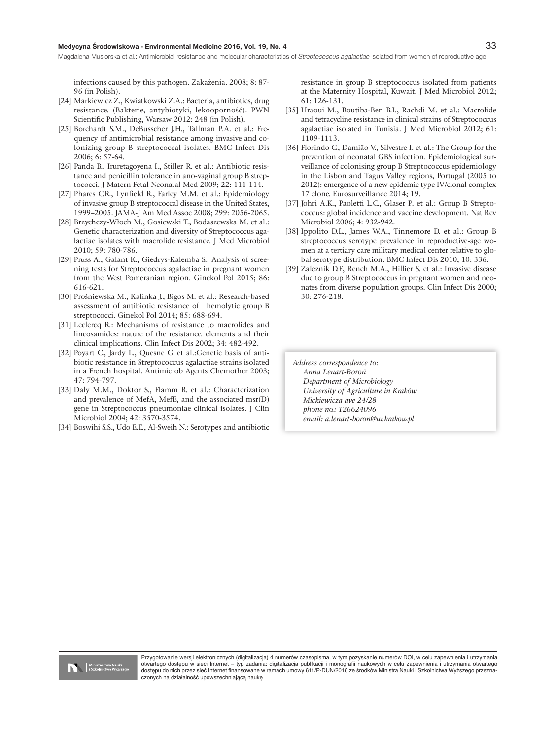infections caused by this pathogen. Zakażenia. 2008; 8: 87-96 (in Polish).

[24] Markiewicz Z., Kwiatkowski Z.A.: Bacteria, antibiotics, drug resistance. (Bakterie, antybiotyki, lekooporność). PWN Scientific Publishing, Warsaw 2012: 248 (in Polish).

[25] Borchardt S.M., DeBusscher J.H., Tallman P.A. et al.: Frequency of antimicrobial resistance among invasive and colonizing group B streptococcal isolates. BMC Infect Dis 2006; 6: 57-64.

[26] Panda B., Iruretagoyena I., Stiller R. et al.: Antibiotic resistance and penicillin tolerance in ano-vaginal group B streptococci. J Matern Fetal Neonatal Med 2009; 22: 111-114.

[27] Phares C.R., Lynfield R., Farley M.M. et al.: Epidemiology of invasive group B streptococcal disease in the United States, 1999–2005. JAMA-J Am Med Assoc 2008; 299: 2056-2065.

[28] Brzychczy-Włoch M., Gosiewski T., Bodaszewska M. et al.: Genetic characterization and diversity of Streptococcus agalactiae isolates with macrolide resistance. J Med Microbiol 2010; 59: 780-786.

[29] Pruss A., Galant K., Giedrys-Kalemba S.: Analysis of screening tests for Streptococcus agalactiae in pregnant women from the West Pomeranian region. Ginekol Pol 2015; 86: 616-621.

[30] Prośniewska M., Kalinka J., Bigos M. et al.: Research-based assessment of antibiotic resistance of hemolytic group B streptococci. Ginekol Pol 2014; 85: 688-694.

[31] Leclercq R.: Mechanisms of resistance to macrolides and lincosamides: nature of the resistance. elements and their clinical implications. Clin Infect Dis 2002; 34: 482-492.

[32] Poyart C., Jardy L., Quesne G. et al.:Genetic basis of antibiotic resistance in Streptococcus agalactiae strains isolated in a French hospital. Antimicrob Agents Chemother 2003; 47: 794-797.

[33] Daly M.M., Doktor S., Flamm R. et al.: Characterization and prevalence of MefA, MefE, and the associated msr(D) gene in Streptococcus pneumoniae clinical isolates. J Clin Microbiol 2004; 42: 3570-3574.

[34] Boswihi S.S., Udo E.E., Al-Sweih N.: Serotypes and antibiotic resistance in group B streptococcus isolated from patients at the Maternity Hospital, Kuwait. J Med Microbiol 2012; 61: 126-131.

[35] Hraoui M., Boutiba-Ben B.I., Rachdi M. et al.: Macrolide and tetracycline resistance in clinical strains of Streptococcus agalactiae isolated in Tunisia. J Med Microbiol 2012; 61: 1109-1113.

[36] Florindo C., Damião V., Silvestre I. et al.: The Group for the prevention of neonatal GBS infection. Epidemiological surveillance of colonising group B Streptococcus epidemiology in the Lisbon and Tagus Valley regions, Portugal (2005 to 2012): emergence of a new epidemic type IV/clonal complex 17 clone. Eurosurveillance 2014; 19.

[37] Johri A.K., Paoletti L.C., Glaser P. et al.: Group B Streptococcus: global incidence and vaccine development. Nat Rev Microbiol 2006; 4: 932-942.

[38] Ippolito D.L., James W.A., Tinnemore D. et al.: Group B streptococcus serotype prevalence in reproductive-age women at a tertiary care military medical center relative to global serotype distribution. BMC Infect Dis 2010; 10: 336.

[39] Zaleznik D.F, Rench M.A., Hillier S. et al.: Invasive disease due to group B Streptococcus in pregnant women and neonates from diverse population groups. Clin Infect Dis 2000; 30: 276-218.

*Address correspondence to:*
*Anna Lenart-Boroń*
*Department of Microbiology*
*University of Agriculture in Kraków*
*Mickiewicza ave 24/28*
*phone no.: 126624096*
*email: a.lenart-boron@ur.krakow.pl*

Przygotowanie wersji elektronicznych (digitalizacja) 4 numerów czasopisma, w tym pozyskanie numerów DOI, w celu zapewnienia i utrzymania otwartego dostępu w sieci Internet – typ zadania: digitalizacja publikacji i monografii naukowych w celu zapewnienia i utrzymania otwartego dostępu do nich przez sieć Internet finansowane w ramach umowy 611/P-DUN/2016 ze środków Ministra Nauki i Szkolnictwa Wyższego przeznaczonych na działalność upowszechniającą naukę